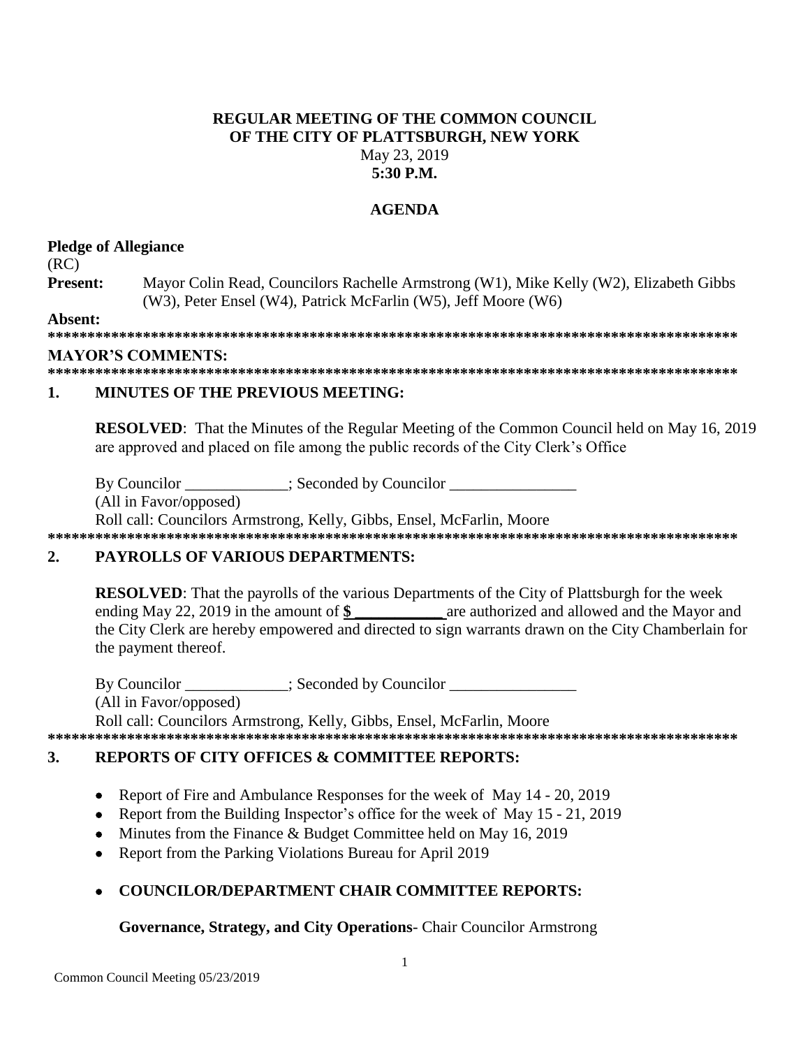**REGULAR MEETING OF THE COMMON COUNCIL**
**OF THE CITY OF PLATTSBURGH, NEW YORK**
May 23, 2019
**5:30 P.M.**

**AGENDA**

**Pledge of Allegiance**

(RC)

**Present:** Mayor Colin Read, Councilors Rachelle Armstrong (W1), Mike Kelly (W2), Elizabeth Gibbs (W3), Peter Ensel (W4), Patrick McFarlin (W5), Jeff Moore (W6)

**Absent:**

**\*\*\*\*\*\*\*\*\*\*\*\*\*\*\*\*\*\*\*\*\*\*\*\*\*\*\*\*\*\*\*\*\*\*\*\*\*\*\*\*\*\*\*\*\*\*\*\*\*\*\*\*\*\*\*\*\*\*\*\*\*\*\*\*\*\*\*\*\*\*\*\*\*\*\*\*\*\*\*\*\*\*\*\*\*\*\*\*\*\***

**MAYOR'S COMMENTS:**

**\*\*\*\*\*\*\*\*\*\*\*\*\*\*\*\*\*\*\*\*\*\*\*\*\*\*\*\*\*\*\*\*\*\*\*\*\*\*\*\*\*\*\*\*\*\*\*\*\*\*\*\*\*\*\*\*\*\*\*\*\*\*\*\*\*\*\*\*\*\*\*\*\*\*\*\*\*\*\*\*\*\*\*\*\*\*\*\*\*\***

## 1. MINUTES OF THE PREVIOUS MEETING:

**RESOLVED**: That the Minutes of the Regular Meeting of the Common Council held on May 16, 2019 are approved and placed on file among the public records of the City Clerk's Office

By Councilor _____________; Seconded by Councilor ________________

(All in Favor/opposed)

Roll call: Councilors Armstrong, Kelly, Gibbs, Ensel, McFarlin, Moore

**\*\*\*\*\*\*\*\*\*\*\*\*\*\*\*\*\*\*\*\*\*\*\*\*\*\*\*\*\*\*\*\*\*\*\*\*\*\*\*\*\*\*\*\*\*\*\*\*\*\*\*\*\*\*\*\*\*\*\*\*\*\*\*\*\*\*\*\*\*\*\*\*\*\*\*\*\*\*\*\*\*\*\*\*\*\*\*\*\*\***

## 2. PAYROLLS OF VARIOUS DEPARTMENTS:

**RESOLVED**: That the payrolls of the various Departments of the City of Plattsburgh for the week ending May 22, 2019 in the amount of **$ ___________** are authorized and allowed and the Mayor and the City Clerk are hereby empowered and directed to sign warrants drawn on the City Chamberlain for the payment thereof.

By Councilor _____________; Seconded by Councilor ________________

(All in Favor/opposed)

Roll call: Councilors Armstrong, Kelly, Gibbs, Ensel, McFarlin, Moore

**\*\*\*\*\*\*\*\*\*\*\*\*\*\*\*\*\*\*\*\*\*\*\*\*\*\*\*\*\*\*\*\*\*\*\*\*\*\*\*\*\*\*\*\*\*\*\*\*\*\*\*\*\*\*\*\*\*\*\*\*\*\*\*\*\*\*\*\*\*\*\*\*\*\*\*\*\*\*\*\*\*\*\*\*\*\*\*\*\*\***

## 3. REPORTS OF CITY OFFICES & COMMITTEE REPORTS:

- Report of Fire and Ambulance Responses for the week of May 14 - 20, 2019
- Report from the Building Inspector's office for the week of May 15 - 21, 2019
- Minutes from the Finance & Budget Committee held on May 16, 2019
- Report from the Parking Violations Bureau for April 2019

- **COUNCILOR/DEPARTMENT CHAIR COMMITTEE REPORTS:**

**Governance, Strategy, and City Operations**- Chair Councilor Armstrong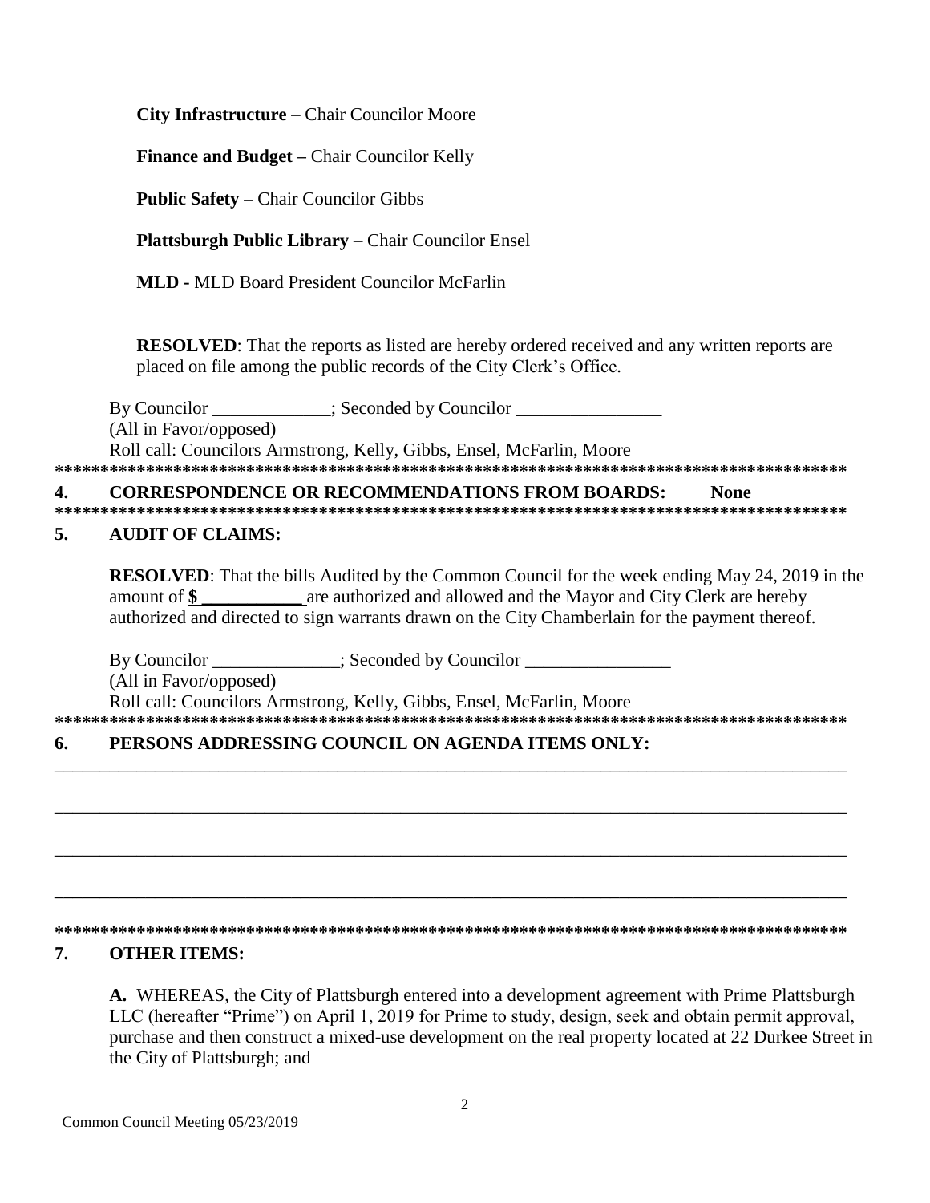**City Infrastructure** – Chair Councilor Moore

**Finance and Budget –** Chair Councilor Kelly

**Public Safety** – Chair Councilor Gibbs

**Plattsburgh Public Library** – Chair Councilor Ensel

**MLD -** MLD Board President Councilor McFarlin

**RESOLVED**: That the reports as listed are hereby ordered received and any written reports are placed on file among the public records of the City Clerk's Office.

By Councilor _____________; Seconded by Councilor ________________
(All in Favor/opposed)
Roll call: Councilors Armstrong, Kelly, Gibbs, Ensel, McFarlin, Moore

*******************************************************************************************

## 4. CORRESPONDENCE OR RECOMMENDATIONS FROM BOARDS: None

*******************************************************************************************

## 5. AUDIT OF CLAIMS:

**RESOLVED**: That the bills Audited by the Common Council for the week ending May 24, 2019 in the amount of **$ ___________** are authorized and allowed and the Mayor and City Clerk are hereby authorized and directed to sign warrants drawn on the City Chamberlain for the payment thereof.

By Councilor ______________; Seconded by Councilor ________________
(All in Favor/opposed)
Roll call: Councilors Armstrong, Kelly, Gibbs, Ensel, McFarlin, Moore

*******************************************************************************************

## 6. PERSONS ADDRESSING COUNCIL ON AGENDA ITEMS ONLY:

___________________________________________________________________________________

___________________________________________________________________________________

___________________________________________________________________________________

___________________________________________________________________________________

*******************************************************************************************

## 7. OTHER ITEMS:

**A.** WHEREAS, the City of Plattsburgh entered into a development agreement with Prime Plattsburgh LLC (hereafter "Prime") on April 1, 2019 for Prime to study, design, seek and obtain permit approval, purchase and then construct a mixed-use development on the real property located at 22 Durkee Street in the City of Plattsburgh; and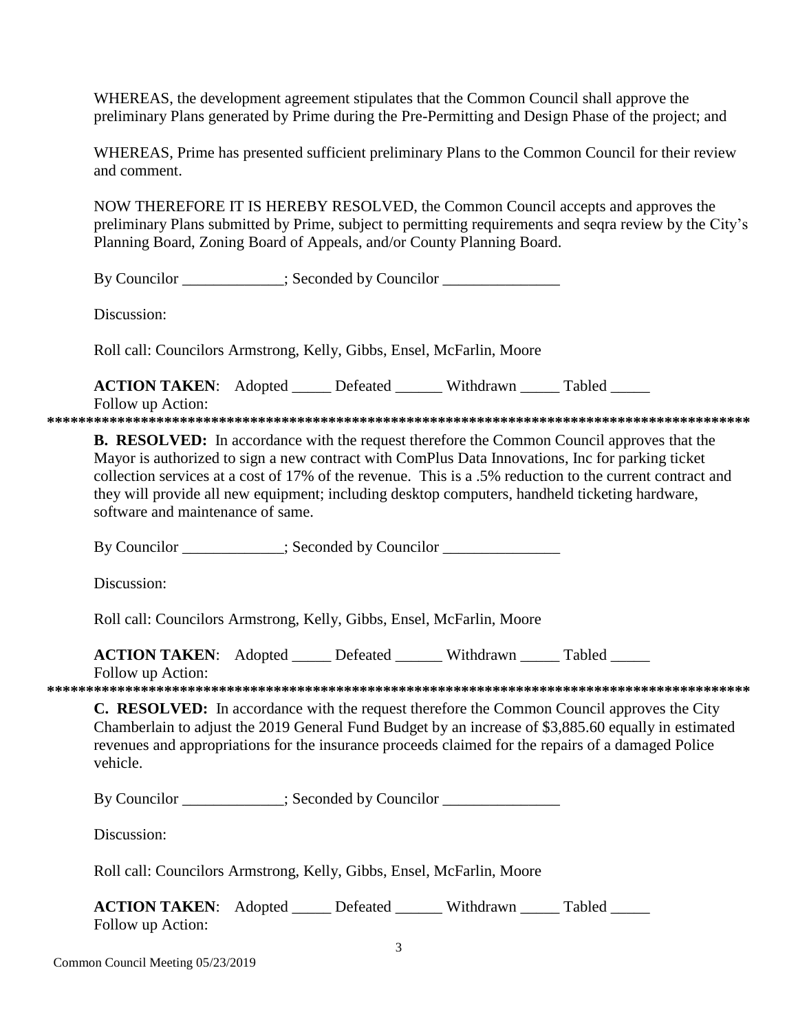WHEREAS, the development agreement stipulates that the Common Council shall approve the preliminary Plans generated by Prime during the Pre-Permitting and Design Phase of the project; and

WHEREAS, Prime has presented sufficient preliminary Plans to the Common Council for their review and comment.

NOW THEREFORE IT IS HEREBY RESOLVED, the Common Council accepts and approves the preliminary Plans submitted by Prime, subject to permitting requirements and seqra review by the City's Planning Board, Zoning Board of Appeals, and/or County Planning Board.

By Councilor _____________; Seconded by Councilor _______________

Discussion:

Roll call: Councilors Armstrong, Kelly, Gibbs, Ensel, McFarlin, Moore

**ACTION TAKEN**: Adopted _____ Defeated ______ Withdrawn _____ Tabled _____
Follow up Action:

*******************************************************************************************

**B. RESOLVED:** In accordance with the request therefore the Common Council approves that the Mayor is authorized to sign a new contract with ComPlus Data Innovations, Inc for parking ticket collection services at a cost of 17% of the revenue. This is a .5% reduction to the current contract and they will provide all new equipment; including desktop computers, handheld ticketing hardware, software and maintenance of same.

By Councilor _____________; Seconded by Councilor _______________

Discussion:

Roll call: Councilors Armstrong, Kelly, Gibbs, Ensel, McFarlin, Moore

**ACTION TAKEN**: Adopted _____ Defeated ______ Withdrawn _____ Tabled _____
Follow up Action:

*******************************************************************************************

**C. RESOLVED:** In accordance with the request therefore the Common Council approves the City Chamberlain to adjust the 2019 General Fund Budget by an increase of $3,885.60 equally in estimated revenues and appropriations for the insurance proceeds claimed for the repairs of a damaged Police vehicle.

By Councilor _____________; Seconded by Councilor _______________

Discussion:

Roll call: Councilors Armstrong, Kelly, Gibbs, Ensel, McFarlin, Moore

**ACTION TAKEN**: Adopted _____ Defeated ______ Withdrawn _____ Tabled _____
Follow up Action: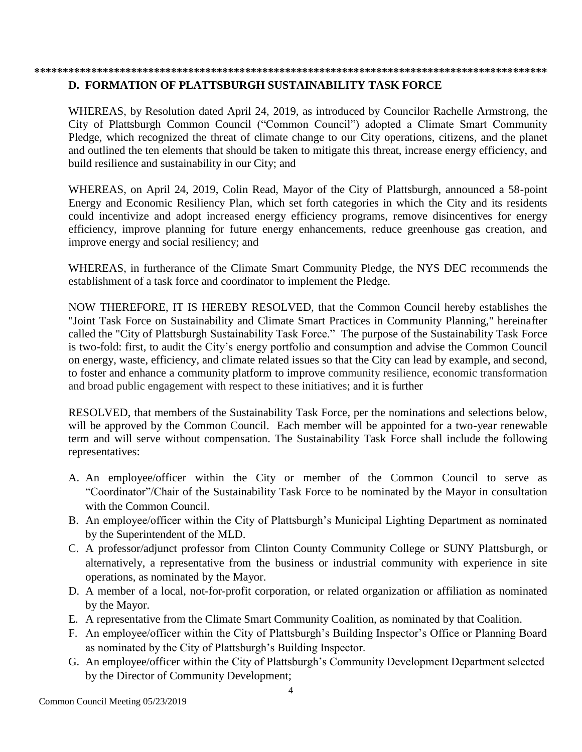****************************************************************************************

### D. FORMATION OF PLATTSBURGH SUSTAINABILITY TASK FORCE

WHEREAS, by Resolution dated April 24, 2019, as introduced by Councilor Rachelle Armstrong, the City of Plattsburgh Common Council ("Common Council") adopted a Climate Smart Community Pledge, which recognized the threat of climate change to our City operations, citizens, and the planet and outlined the ten elements that should be taken to mitigate this threat, increase energy efficiency, and build resilience and sustainability in our City; and

WHEREAS, on April 24, 2019, Colin Read, Mayor of the City of Plattsburgh, announced a 58-point Energy and Economic Resiliency Plan, which set forth categories in which the City and its residents could incentivize and adopt increased energy efficiency programs, remove disincentives for energy efficiency, improve planning for future energy enhancements, reduce greenhouse gas creation, and improve energy and social resiliency; and

WHEREAS, in furtherance of the Climate Smart Community Pledge, the NYS DEC recommends the establishment of a task force and coordinator to implement the Pledge.

NOW THEREFORE, IT IS HEREBY RESOLVED, that the Common Council hereby establishes the "Joint Task Force on Sustainability and Climate Smart Practices in Community Planning," hereinafter called the "City of Plattsburgh Sustainability Task Force." The purpose of the Sustainability Task Force is two-fold: first, to audit the City's energy portfolio and consumption and advise the Common Council on energy, waste, efficiency, and climate related issues so that the City can lead by example, and second, to foster and enhance a community platform to improve community resilience, economic transformation and broad public engagement with respect to these initiatives; and it is further

RESOLVED, that members of the Sustainability Task Force, per the nominations and selections below, will be approved by the Common Council. Each member will be appointed for a two-year renewable term and will serve without compensation. The Sustainability Task Force shall include the following representatives:

A. An employee/officer within the City or member of the Common Council to serve as "Coordinator"/Chair of the Sustainability Task Force to be nominated by the Mayor in consultation with the Common Council.
B. An employee/officer within the City of Plattsburgh's Municipal Lighting Department as nominated by the Superintendent of the MLD.
C. A professor/adjunct professor from Clinton County Community College or SUNY Plattsburgh, or alternatively, a representative from the business or industrial community with experience in site operations, as nominated by the Mayor.
D. A member of a local, not-for-profit corporation, or related organization or affiliation as nominated by the Mayor.
E. A representative from the Climate Smart Community Coalition, as nominated by that Coalition.
F. An employee/officer within the City of Plattsburgh's Building Inspector's Office or Planning Board as nominated by the City of Plattsburgh's Building Inspector.
G. An employee/officer within the City of Plattsburgh's Community Development Department selected by the Director of Community Development;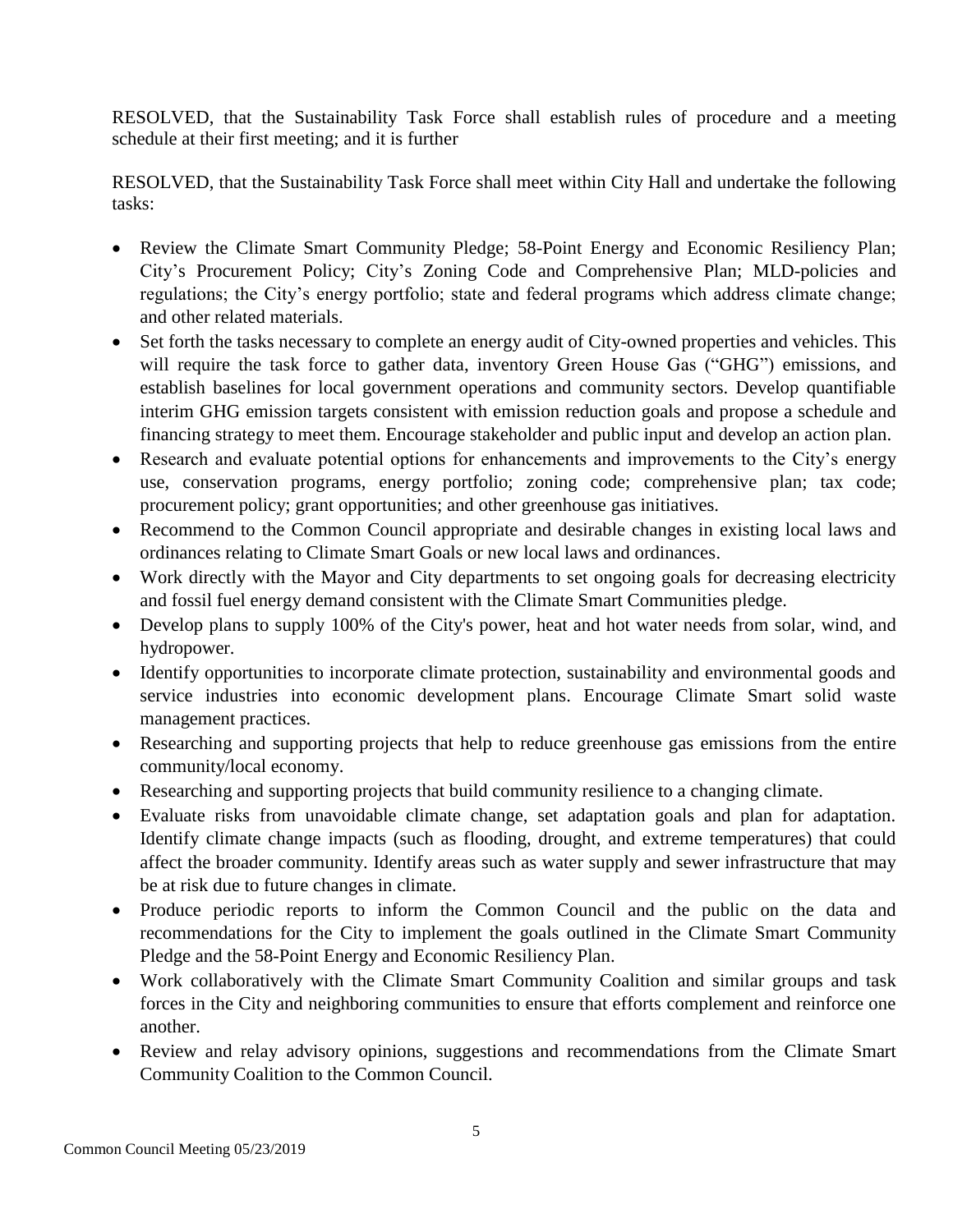RESOLVED, that the Sustainability Task Force shall establish rules of procedure and a meeting schedule at their first meeting; and it is further

RESOLVED, that the Sustainability Task Force shall meet within City Hall and undertake the following tasks:

- Review the Climate Smart Community Pledge; 58-Point Energy and Economic Resiliency Plan; City's Procurement Policy; City's Zoning Code and Comprehensive Plan; MLD-policies and regulations; the City's energy portfolio; state and federal programs which address climate change; and other related materials.
- Set forth the tasks necessary to complete an energy audit of City-owned properties and vehicles. This will require the task force to gather data, inventory Green House Gas ("GHG") emissions, and establish baselines for local government operations and community sectors. Develop quantifiable interim GHG emission targets consistent with emission reduction goals and propose a schedule and financing strategy to meet them. Encourage stakeholder and public input and develop an action plan.
- Research and evaluate potential options for enhancements and improvements to the City's energy use, conservation programs, energy portfolio; zoning code; comprehensive plan; tax code; procurement policy; grant opportunities; and other greenhouse gas initiatives.
- Recommend to the Common Council appropriate and desirable changes in existing local laws and ordinances relating to Climate Smart Goals or new local laws and ordinances.
- Work directly with the Mayor and City departments to set ongoing goals for decreasing electricity and fossil fuel energy demand consistent with the Climate Smart Communities pledge.
- Develop plans to supply 100% of the City's power, heat and hot water needs from solar, wind, and hydropower.
- Identify opportunities to incorporate climate protection, sustainability and environmental goods and service industries into economic development plans. Encourage Climate Smart solid waste management practices.
- Researching and supporting projects that help to reduce greenhouse gas emissions from the entire community/local economy.
- Researching and supporting projects that build community resilience to a changing climate.
- Evaluate risks from unavoidable climate change, set adaptation goals and plan for adaptation. Identify climate change impacts (such as flooding, drought, and extreme temperatures) that could affect the broader community. Identify areas such as water supply and sewer infrastructure that may be at risk due to future changes in climate.
- Produce periodic reports to inform the Common Council and the public on the data and recommendations for the City to implement the goals outlined in the Climate Smart Community Pledge and the 58-Point Energy and Economic Resiliency Plan.
- Work collaboratively with the Climate Smart Community Coalition and similar groups and task forces in the City and neighboring communities to ensure that efforts complement and reinforce one another.
- Review and relay advisory opinions, suggestions and recommendations from the Climate Smart Community Coalition to the Common Council.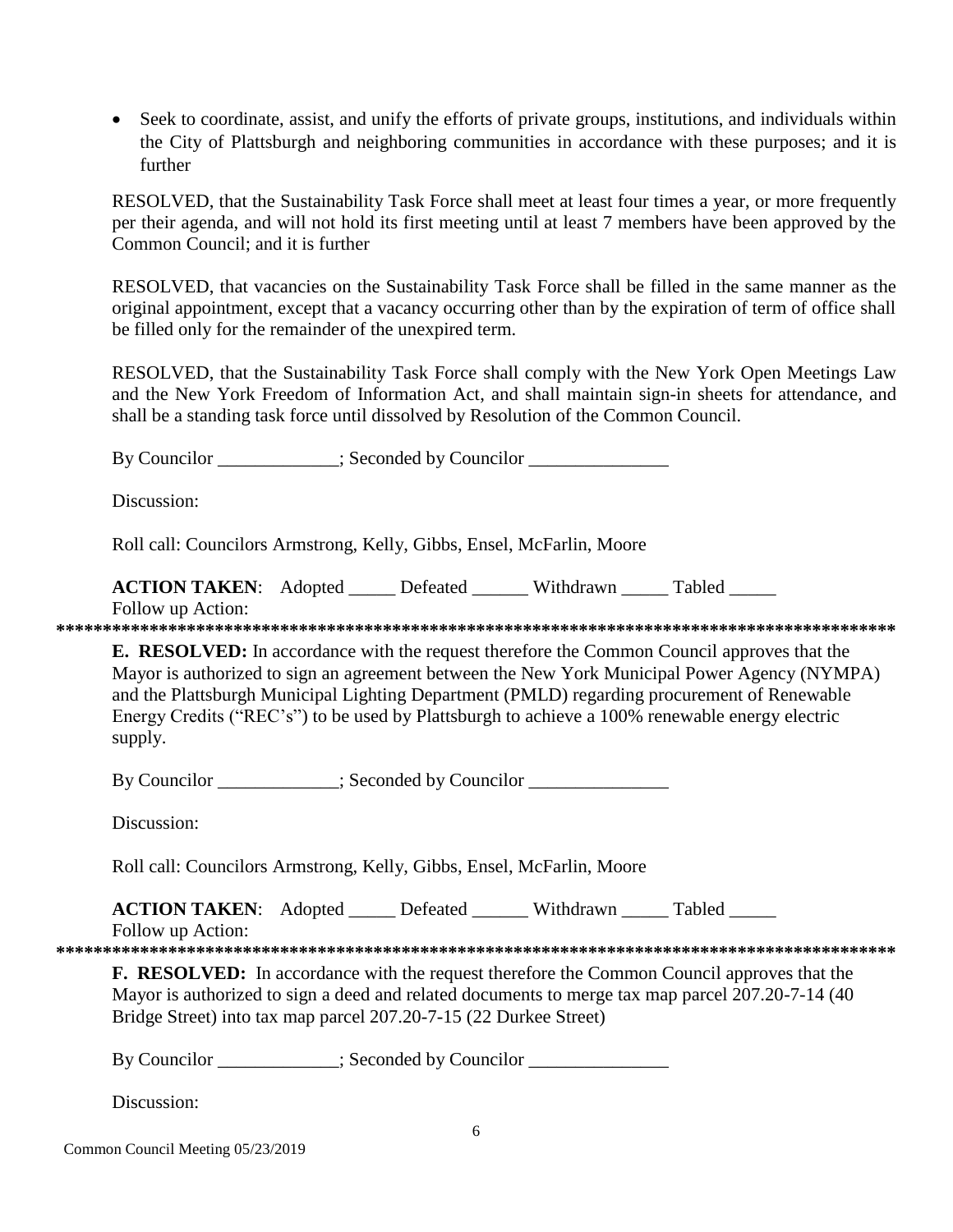- Seek to coordinate, assist, and unify the efforts of private groups, institutions, and individuals within the City of Plattsburgh and neighboring communities in accordance with these purposes; and it is further

RESOLVED, that the Sustainability Task Force shall meet at least four times a year, or more frequently per their agenda, and will not hold its first meeting until at least 7 members have been approved by the Common Council; and it is further

RESOLVED, that vacancies on the Sustainability Task Force shall be filled in the same manner as the original appointment, except that a vacancy occurring other than by the expiration of term of office shall be filled only for the remainder of the unexpired term.

RESOLVED, that the Sustainability Task Force shall comply with the New York Open Meetings Law and the New York Freedom of Information Act, and shall maintain sign-in sheets for attendance, and shall be a standing task force until dissolved by Resolution of the Common Council.

By Councilor _____________; Seconded by Councilor _______________

Discussion:

Roll call: Councilors Armstrong, Kelly, Gibbs, Ensel, McFarlin, Moore

**ACTION TAKEN**: Adopted _____ Defeated ______ Withdrawn _____ Tabled _____
Follow up Action:

*******************************************************************************************

**E. RESOLVED:** In accordance with the request therefore the Common Council approves that the Mayor is authorized to sign an agreement between the New York Municipal Power Agency (NYMPA) and the Plattsburgh Municipal Lighting Department (PMLD) regarding procurement of Renewable Energy Credits ("REC's") to be used by Plattsburgh to achieve a 100% renewable energy electric supply.

By Councilor _____________; Seconded by Councilor _______________

Discussion:

Roll call: Councilors Armstrong, Kelly, Gibbs, Ensel, McFarlin, Moore

**ACTION TAKEN**: Adopted _____ Defeated ______ Withdrawn _____ Tabled _____
Follow up Action:

*******************************************************************************************

**F. RESOLVED:** In accordance with the request therefore the Common Council approves that the Mayor is authorized to sign a deed and related documents to merge tax map parcel 207.20-7-14 (40 Bridge Street) into tax map parcel 207.20-7-15 (22 Durkee Street)

By Councilor _____________; Seconded by Councilor _______________

Discussion: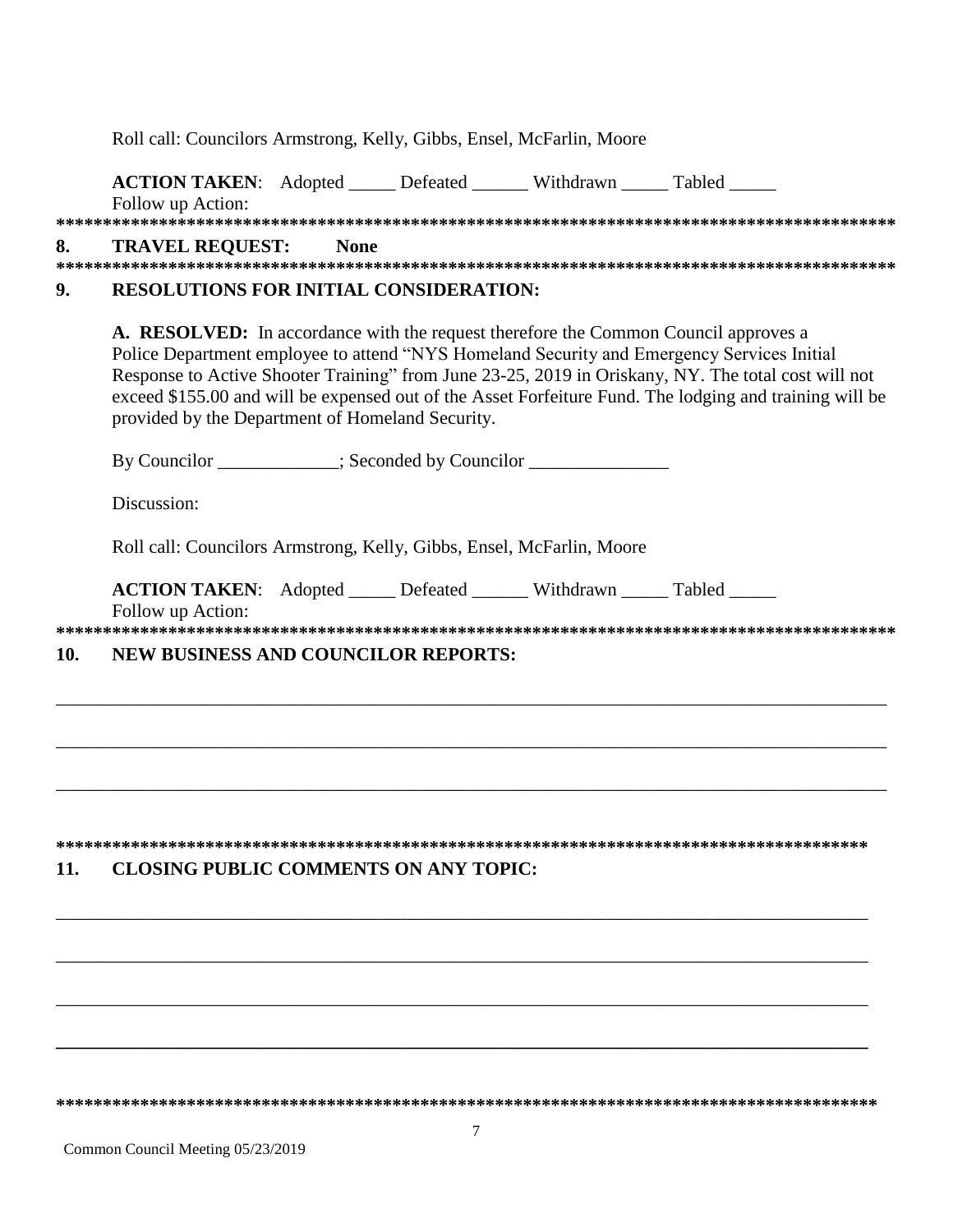Roll call: Councilors Armstrong, Kelly, Gibbs, Ensel, McFarlin, Moore

**ACTION TAKEN**: Adopted _____ Defeated ______ Withdrawn _____ Tabled _____

Follow up Action:

**********************************************************************************************

## 8. TRAVEL REQUEST: None

**********************************************************************************************

## 9. RESOLUTIONS FOR INITIAL CONSIDERATION:

**A. RESOLVED:** In accordance with the request therefore the Common Council approves a Police Department employee to attend "NYS Homeland Security and Emergency Services Initial Response to Active Shooter Training" from June 23-25, 2019 in Oriskany, NY. The total cost will not exceed $155.00 and will be expensed out of the Asset Forfeiture Fund. The lodging and training will be provided by the Department of Homeland Security.

By Councilor _____________; Seconded by Councilor _______________

Discussion:

Roll call: Councilors Armstrong, Kelly, Gibbs, Ensel, McFarlin, Moore

**ACTION TAKEN**: Adopted _____ Defeated ______ Withdrawn _____ Tabled _____

Follow up Action:

**********************************************************************************************

## 10. NEW BUSINESS AND COUNCILOR REPORTS:

_______________________________________________________________________________________

_______________________________________________________________________________________

_______________________________________________________________________________________

**********************************************************************************************

## 11. CLOSING PUBLIC COMMENTS ON ANY TOPIC:

_______________________________________________________________________________________

_______________________________________________________________________________________

_______________________________________________________________________________________

_______________________________________________________________________________________

**********************************************************************************************

Common Council Meeting 05/23/2019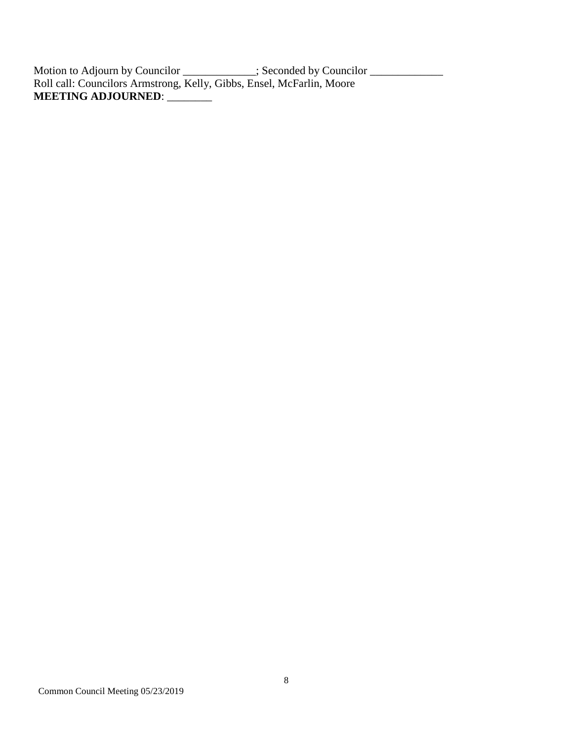Motion to Adjourn by Councilor _____________; Seconded by Councilor _____________
Roll call: Councilors Armstrong, Kelly, Gibbs, Ensel, McFarlin, Moore
**MEETING ADJOURNED**: ________